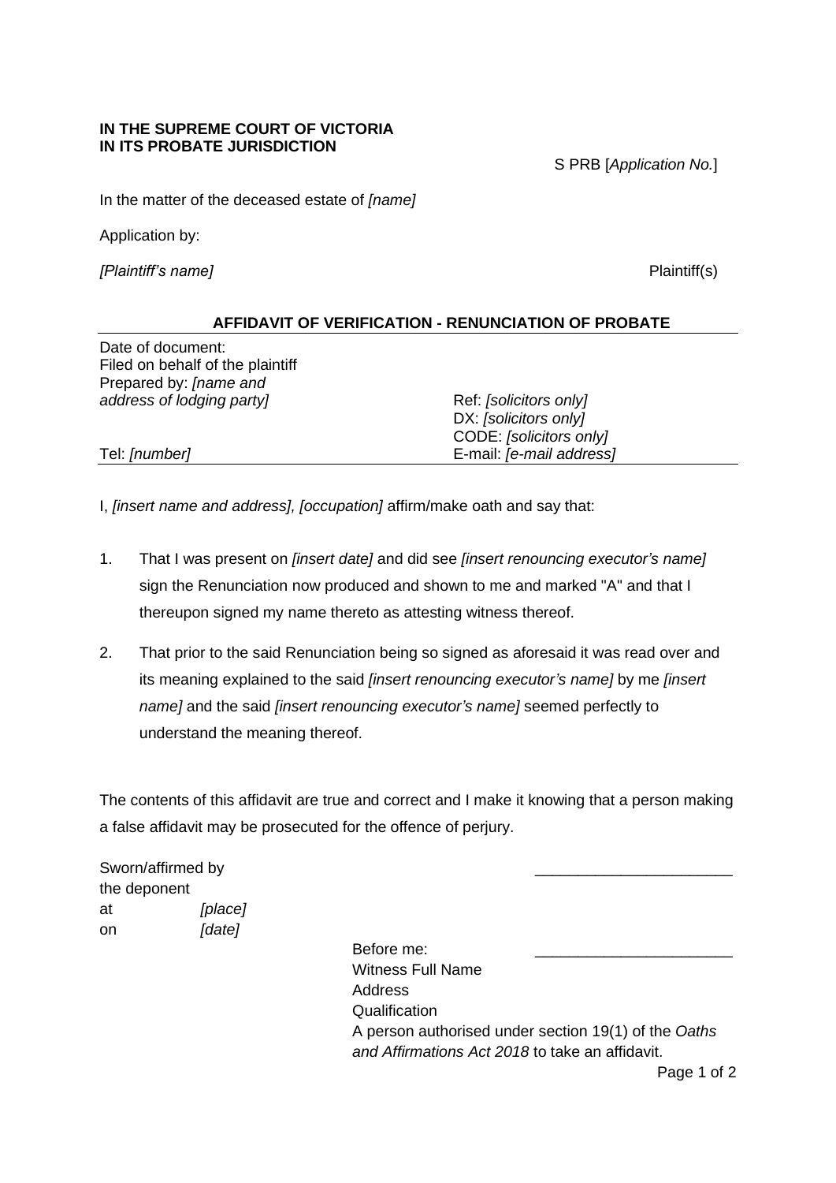**IN THE SUPREME COURT OF VICTORIA**
**IN ITS PROBATE JURISDICTION**

S PRB [*Application No.*]

In the matter of the deceased estate of *[name]*

Application by:

*[Plaintiff's name]* Plaintiff(s)

## AFFIDAVIT OF VERIFICATION - RENUNCIATION OF PROBATE

Date of document:
Filed on behalf of the plaintiff
Prepared by: *[name and address of lodging party]*
Ref: *[solicitors only]*
DX: *[solicitors only]*
CODE: *[solicitors only]*
Tel: *[number]*
E-mail: *[e-mail address]*

I, *[insert name and address], [occupation]* affirm/make oath and say that:

1. That I was present on *[insert date]* and did see *[insert renouncing executor's name]* sign the Renunciation now produced and shown to me and marked "A" and that I thereupon signed my name thereto as attesting witness thereof.

2. That prior to the said Renunciation being so signed as aforesaid it was read over and its meaning explained to the said *[insert renouncing executor's name]* by me *[insert name]* and the said *[insert renouncing executor's name]* seemed perfectly to understand the meaning thereof.

The contents of this affidavit are true and correct and I make it knowing that a person making a false affidavit may be prosecuted for the offence of perjury.

Sworn/affirmed by the deponent ______________________
at *[place]*
on *[date]*

Before me: ______________________
Witness Full Name
Address
Qualification
A person authorised under section 19(1) of the *Oaths and Affirmations Act 2018* to take an affidavit.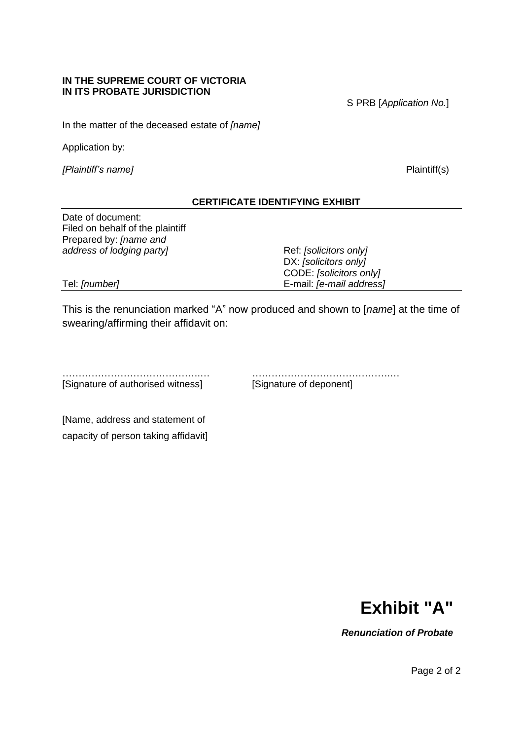**IN THE SUPREME COURT OF VICTORIA**
**IN ITS PROBATE JURISDICTION**

S PRB [*Application No.*]

In the matter of the deceased estate of *[name]*

Application by:

*[Plaintiff's name]* Plaintiff(s)

**CERTIFICATE IDENTIFYING EXHIBIT**

| | |
|---|---|
| Date of document: | |
| Filed on behalf of the plaintiff | |
| Prepared by: *[name and address of lodging party]* | Ref: *[solicitors only]* |
| | DX: *[solicitors only]* |
| | CODE: *[solicitors only]* |
| Tel: *[number]* | E-mail: *[e-mail address]* |

This is the renunciation marked "A" now produced and shown to [*name*] at the time of swearing/affirming their affidavit on:

……………………………………… ………………………………………
[Signature of authorised witness] [Signature of deponent]

[Name, address and statement of capacity of person taking affidavit]

# Exhibit "A"

***Renunciation of Probate***